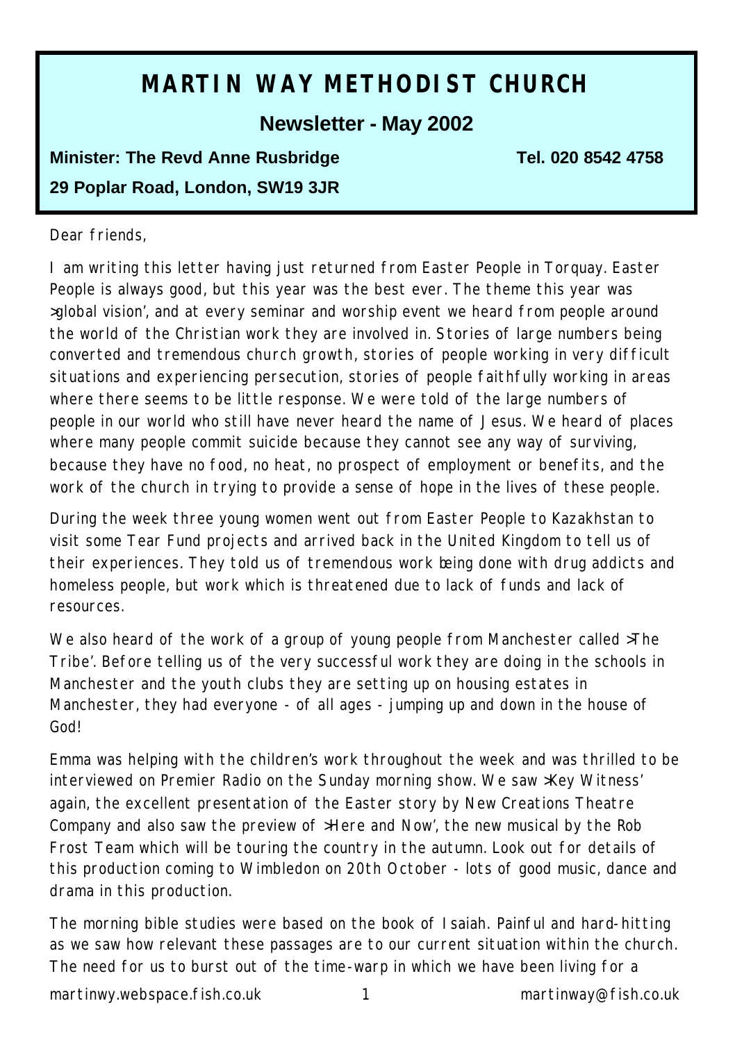# MARTIN WAY METHODIST CHURCH

## Newsletter - May 2002

**Minister: The Revd Anne Rusbridge** **Tel. 020 8542 4758**

**29 Poplar Road, London, SW19 3JR**

Dear friends,

I am writing this letter having just returned from Easter People in Torquay. Easter People is always good, but this year was the best ever. The theme this year was >global vision', and at every seminar and worship event we heard from people around the world of the Christian work they are involved in. Stories of large numbers being converted and tremendous church growth, stories of people working in very difficult situations and experiencing persecution, stories of people faithfully working in areas where there seems to be little response. We were told of the large numbers of people in our world who still have never heard the name of Jesus. We heard of places where many people commit suicide because they cannot see any way of surviving, because they have no food, no heat, no prospect of employment or benefits, and the work of the church in trying to provide a sense of hope in the lives of these people.

During the week three young women went out from Easter People to Kazakhstan to visit some Tear Fund projects and arrived back in the United Kingdom to tell us of their experiences. They told us of tremendous work being done with drug addicts and homeless people, but work which is threatened due to lack of funds and lack of resources.

We also heard of the work of a group of young people from Manchester called >The Tribe'. Before telling us of the very successful work they are doing in the schools in Manchester and the youth clubs they are setting up on housing estates in Manchester, they had everyone - of all ages - jumping up and down in the house of God!

Emma was helping with the children's work throughout the week and was thrilled to be interviewed on Premier Radio on the Sunday morning show. We saw >Key Witness' again, the excellent presentation of the Easter story by New Creations Theatre Company and also saw the preview of >Here and Now', the new musical by the Rob Frost Team which will be touring the country in the autumn. Look out for details of this production coming to Wimbledon on 20th October - lots of good music, dance and drama in this production.

The morning bible studies were based on the book of Isaiah. Painful and hard-hitting as we saw how relevant these passages are to our current situation within the church. The need for us to burst out of the time-warp in which we have been living for a

martinwy.webspace.fish.co.uk martinway@fish.co.uk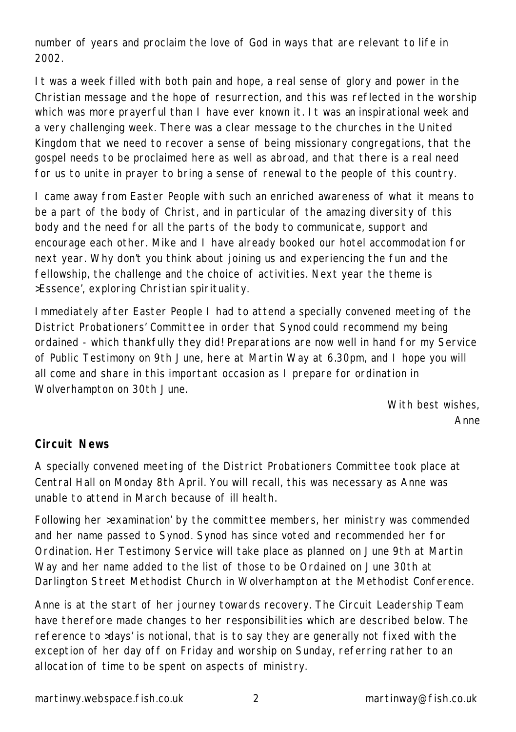number of years and proclaim the love of God in ways that are relevant to life in 2002.

It was a week filled with both pain and hope, a real sense of glory and power in the Christian message and the hope of resurrection, and this was reflected in the worship which was more prayerful than I have ever known it. It was an inspirational week and a very challenging week. There was a clear message to the churches in the United Kingdom that we need to recover a sense of being missionary congregations, that the gospel needs to be proclaimed here as well as abroad, and that there is a real need for us to unite in prayer to bring a sense of renewal to the people of this country.

I came away from Easter People with such an enriched awareness of what it means to be a part of the body of Christ, and in particular of the amazing diversity of this body and the need for all the parts of the body to communicate, support and encourage each other. Mike and I have already booked our hotel accommodation for next year. Why don't you think about joining us and experiencing the fun and the fellowship, the challenge and the choice of activities. Next year the theme is >Essence', exploring Christian spirituality.

Immediately after Easter People I had to attend a specially convened meeting of the District Probationers' Committee in order that Synod could recommend my being ordained - which thankfully they did! Preparations are now well in hand for my Service of Public Testimony on 9th June, here at Martin Way at 6.30pm, and I hope you will all come and share in this important occasion as I prepare for ordination in Wolverhampton on 30th June.

With best wishes,  
Anne

**Circuit News**

A specially convened meeting of the District Probationers Committee took place at Central Hall on Monday 8th April. You will recall, this was necessary as Anne was unable to attend in March because of ill health.

Following her >examination' by the committee members, her ministry was commended and her name passed to Synod. Synod has since voted and recommended her for Ordination. Her Testimony Service will take place as planned on June 9th at Martin Way and her name added to the list of those to be Ordained on June 30th at Darlington Street Methodist Church in Wolverhampton at the Methodist Conference.

Anne is at the start of her journey towards recovery. The Circuit Leadership Team have therefore made changes to her responsibilities which are described below. The reference to >days' is notional, that is to say they are generally not fixed with the exception of her day off on Friday and worship on Sunday, referring rather to an allocation of time to be spent on aspects of ministry.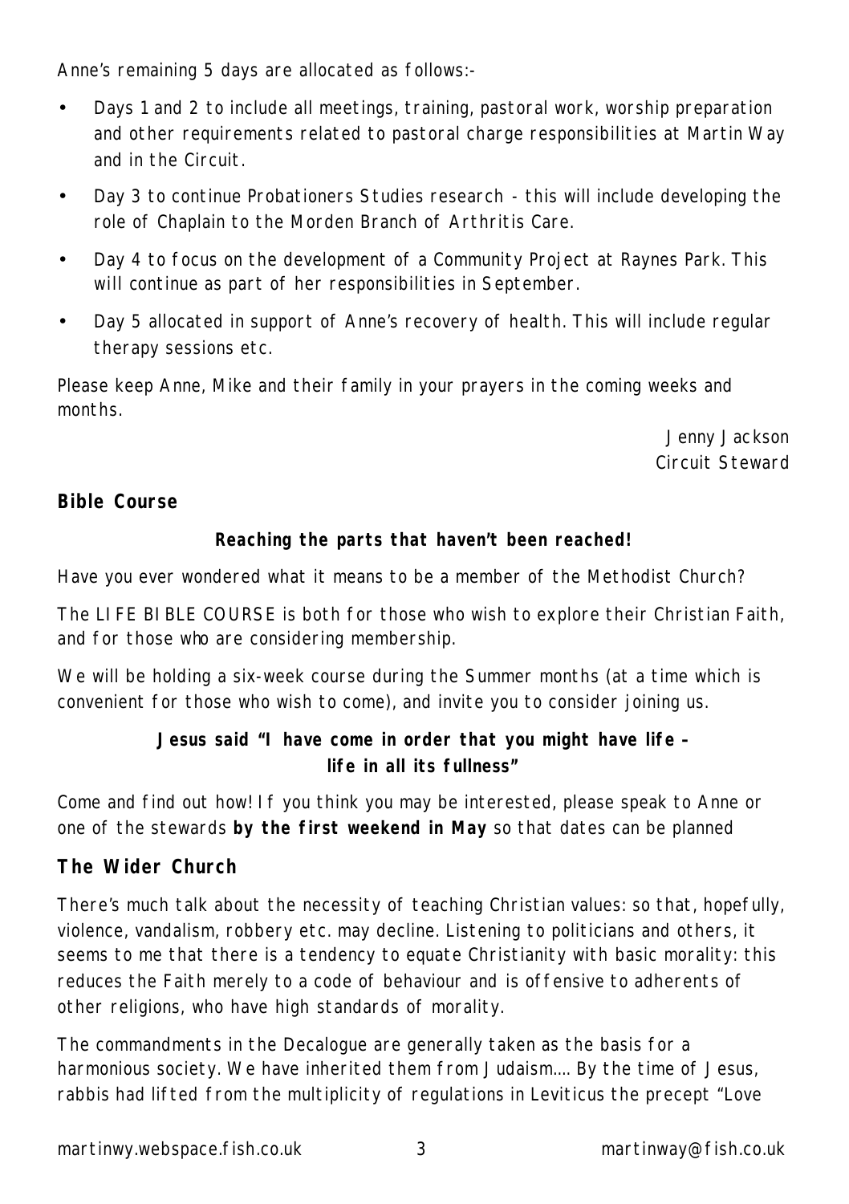Anne's remaining 5 days are allocated as follows:-

- Days 1 and 2 to include all meetings, training, pastoral work, worship preparation and other requirements related to pastoral charge responsibilities at Martin Way and in the Circuit.
- Day 3 to continue Probationers Studies research - this will include developing the role of Chaplain to the Morden Branch of Arthritis Care.
- Day 4 to focus on the development of a Community Project at Raynes Park. This will continue as part of her responsibilities in September.
- Day 5 allocated in support of Anne's recovery of health. This will include regular therapy sessions etc.

Please keep Anne, Mike and their family in your prayers in the coming weeks and months.

Jenny Jackson
Circuit Steward

## Bible Course

**Reaching the parts that haven't been reached!**

Have you ever wondered what it means to be a member of the Methodist Church?

The LIFE BIBLE COURSE is both for those who wish to explore their Christian Faith, and for those who are considering membership.

We will be holding a six-week course during the Summer months (at a time which is convenient for those who wish to come), and invite you to consider joining us.

**Jesus said "I have come in order that you might have life – life in all its fullness"**

Come and find out how! If you think you may be interested, please speak to Anne or one of the stewards **by the first weekend in May** so that dates can be planned

## The Wider Church

There's much talk about the necessity of teaching Christian values: so that, hopefully, violence, vandalism, robbery etc. may decline. Listening to politicians and others, it seems to me that there is a tendency to equate Christianity with basic morality: this reduces the Faith merely to a code of behaviour and is offensive to adherents of other religions, who have high standards of morality.

The commandments in the Decalogue are generally taken as the basis for a harmonious society. We have inherited them from Judaism.... By the time of Jesus, rabbis had lifted from the multiplicity of regulations in Leviticus the precept "Love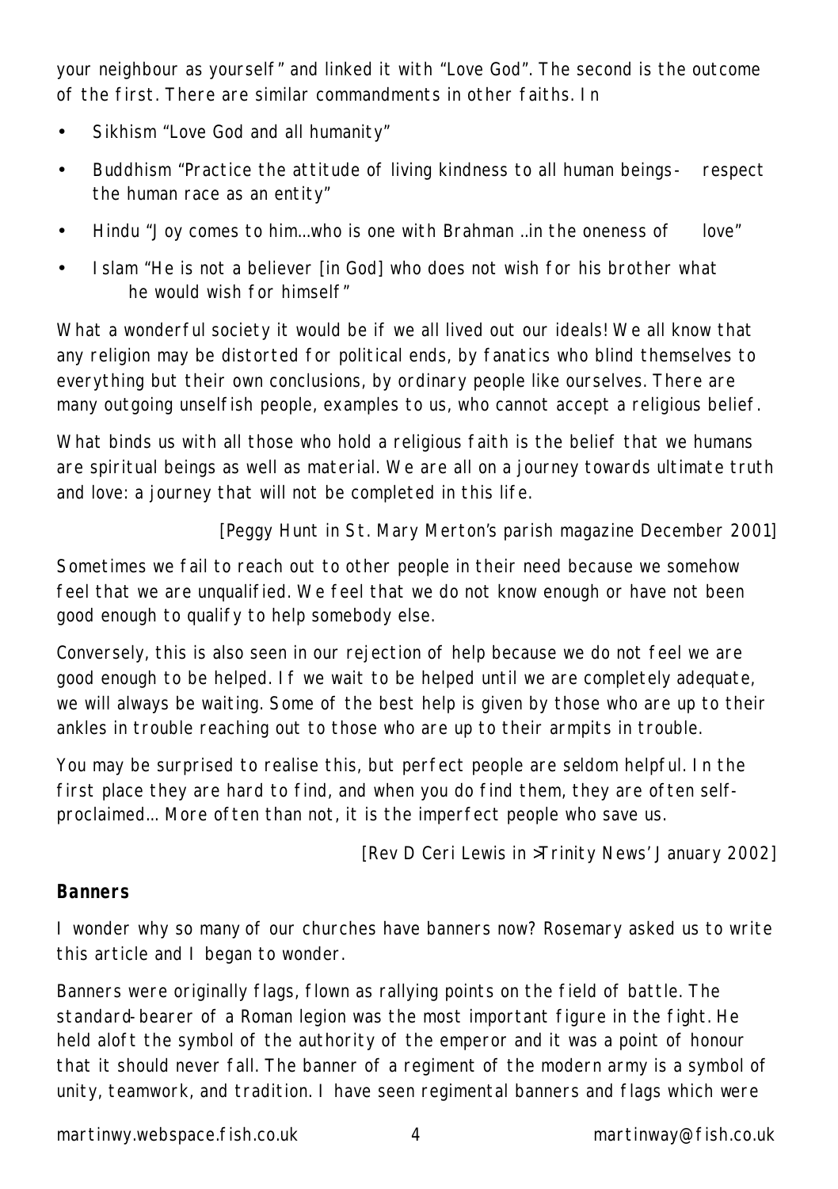your neighbour as yourself" and linked it with "Love God". The second is the outcome of the first. There are similar commandments in other faiths. In

- Sikhism "Love God and all humanity"
- Buddhism "Practice the attitude of living kindness to all human beings- respect the human race as an entity"
- Hindu "Joy comes to him...who is one with Brahman ..in the oneness of love"
- Islam "He is not a believer [in God] who does not wish for his brother what he would wish for himself"

What a wonderful society it would be if we all lived out our ideals! We all know that any religion may be distorted for political ends, by fanatics who blind themselves to everything but their own conclusions, by ordinary people like ourselves. There are many outgoing unselfish people, examples to us, who cannot accept a religious belief.

What binds us with all those who hold a religious faith is the belief that we humans are spiritual beings as well as material. We are all on a journey towards ultimate truth and love: a journey that will not be completed in this life.

[Peggy Hunt in St. Mary Merton's parish magazine December 2001]

Sometimes we fail to reach out to other people in their need because we somehow feel that we are unqualified. We feel that we do not know enough or have not been good enough to qualify to help somebody else.

Conversely, this is also seen in our rejection of help because we do not feel we are good enough to be helped. If we wait to be helped until we are completely adequate, we will always be waiting. Some of the best help is given by those who are up to their ankles in trouble reaching out to those who are up to their armpits in trouble.

You may be surprised to realise this, but perfect people are seldom helpful. In the first place they are hard to find, and when you do find them, they are often self-proclaimed... More often than not, it is the imperfect people who save us.

[Rev D Ceri Lewis in >Trinity News' January 2002]

## Banners

I wonder why so many of our churches have banners now? Rosemary asked us to write this article and I began to wonder.

Banners were originally flags, flown as rallying points on the field of battle. The standard-bearer of a Roman legion was the most important figure in the fight. He held aloft the symbol of the authority of the emperor and it was a point of honour that it should never fall. The banner of a regiment of the modern army is a symbol of unity, teamwork, and tradition. I have seen regimental banners and flags which were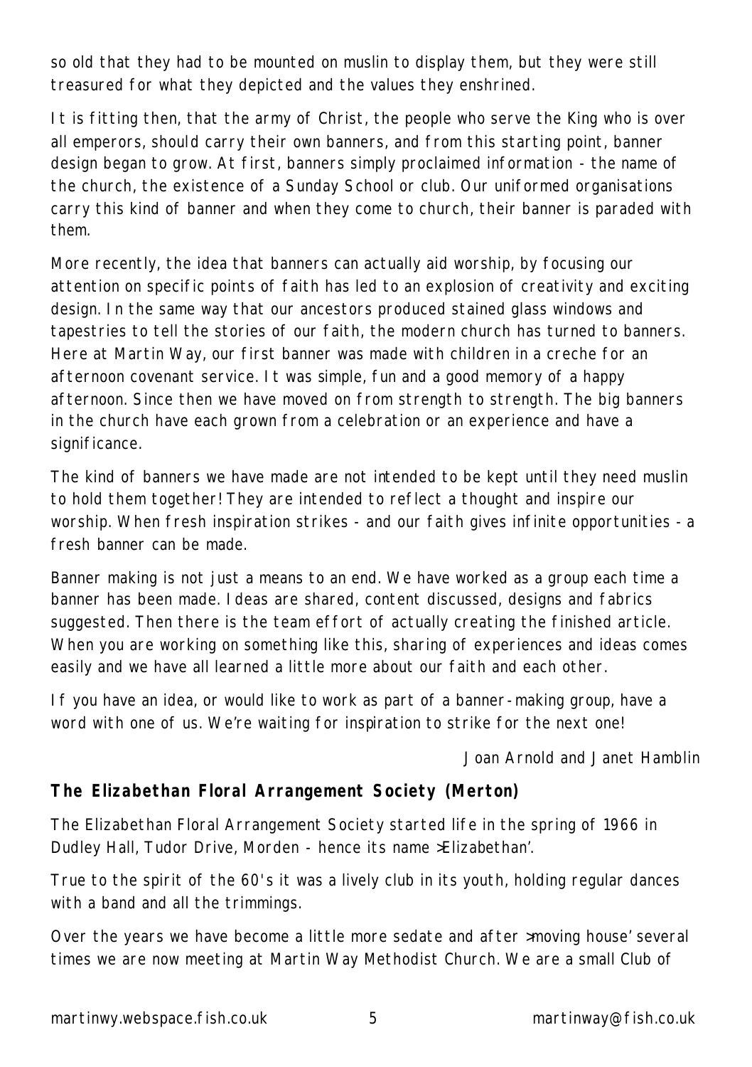so old that they had to be mounted on muslin to display them, but they were still treasured for what they depicted and the values they enshrined.

It is fitting then, that the army of Christ, the people who serve the King who is over all emperors, should carry their own banners, and from this starting point, banner design began to grow. At first, banners simply proclaimed information - the name of the church, the existence of a Sunday School or club. Our uniformed organisations carry this kind of banner and when they come to church, their banner is paraded with them.

More recently, the idea that banners can actually aid worship, by focusing our attention on specific points of faith has led to an explosion of creativity and exciting design. In the same way that our ancestors produced stained glass windows and tapestries to tell the stories of our faith, the modern church has turned to banners. Here at Martin Way, our first banner was made with children in a creche for an afternoon covenant service. It was simple, fun and a good memory of a happy afternoon. Since then we have moved on from strength to strength. The big banners in the church have each grown from a celebration or an experience and have a significance.

The kind of banners we have made are not intended to be kept until they need muslin to hold them together! They are intended to reflect a thought and inspire our worship. When fresh inspiration strikes - and our faith gives infinite opportunities - a fresh banner can be made.

Banner making is not just a means to an end. We have worked as a group each time a banner has been made. Ideas are shared, content discussed, designs and fabrics suggested. Then there is the team effort of actually creating the finished article. When you are working on something like this, sharing of experiences and ideas comes easily and we have all learned a little more about our faith and each other.

If you have an idea, or would like to work as part of a banner-making group, have a word with one of us. We're waiting for inspiration to strike for the next one!

Joan Arnold and Janet Hamblin

**The Elizabethan Floral Arrangement Society (Merton)**

The Elizabethan Floral Arrangement Society started life in the spring of 1966 in Dudley Hall, Tudor Drive, Morden - hence its name >Elizabethan'.

True to the spirit of the 60's it was a lively club in its youth, holding regular dances with a band and all the trimmings.

Over the years we have become a little more sedate and after >moving house' several times we are now meeting at Martin Way Methodist Church. We are a small Club of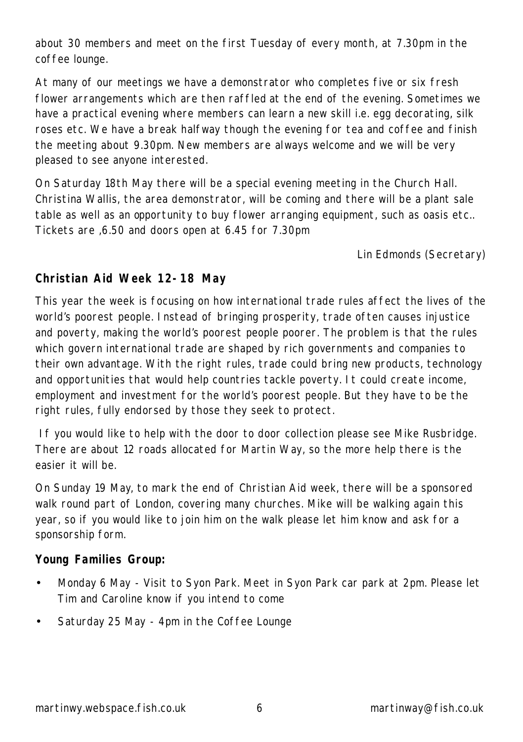about 30 members and meet on the first Tuesday of every month, at 7.30pm in the coffee lounge.

At many of our meetings we have a demonstrator who completes five or six fresh flower arrangements which are then raffled at the end of the evening. Sometimes we have a practical evening where members can learn a new skill i.e. egg decorating, silk roses etc. We have a break halfway though the evening for tea and coffee and finish the meeting about 9.30pm. New members are always welcome and we will be very pleased to see anyone interested.

On Saturday 18th May there will be a special evening meeting in the Church Hall. Christina Wallis, the area demonstrator, will be coming and there will be a plant sale table as well as an opportunity to buy flower arranging equipment, such as oasis etc.. Tickets are ,6.50 and doors open at 6.45 for 7.30pm

*Lin Edmonds (Secretary)*

**Christian Aid Week 12-18 May**

This year the week is focusing on how international trade rules affect the lives of the world's poorest people. Instead of bringing prosperity, trade often causes injustice and poverty, making the world's poorest people poorer. The problem is that the rules which govern international trade are shaped by rich governments and companies to their own advantage. With the right rules, trade could bring new products, technology and opportunities that would help countries tackle poverty. It could create income, employment and investment for the world's poorest people. But they have to be the right rules, fully endorsed by those they seek to protect.

If you would like to help with the door to door collection please see Mike Rusbridge. There are about 12 roads allocated for Martin Way, so the more help there is the easier it will be.

On Sunday 19 May, to mark the end of Christian Aid week, there will be a sponsored walk round part of London, covering many churches. Mike will be walking again this year, so if you would like to join him on the walk please let him know and ask for a sponsorship form.

**Young Families Group:**

- Monday 6 May - Visit to Syon Park. Meet in Syon Park car park at 2pm. Please let Tim and Caroline know if you intend to come
- Saturday 25 May - 4pm in the Coffee Lounge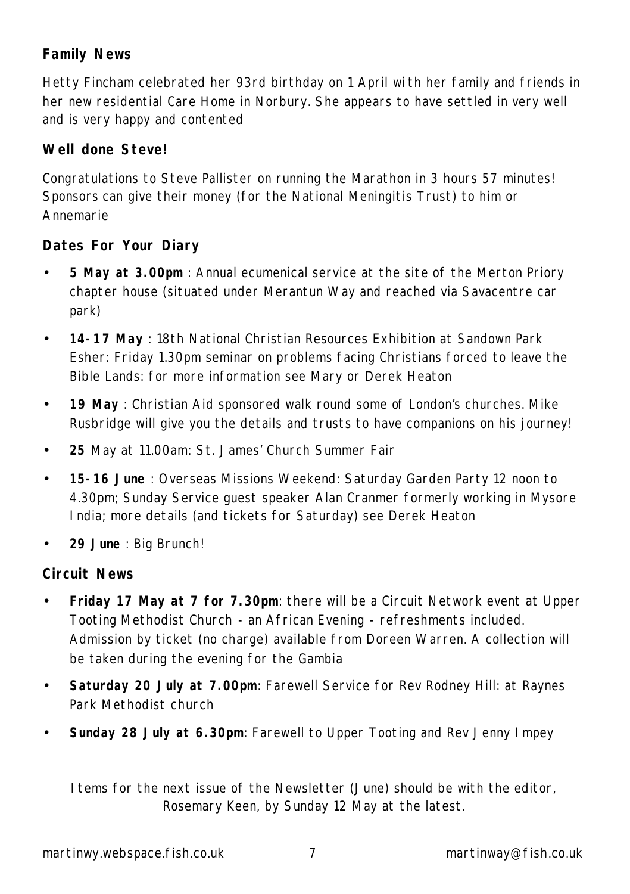## Family News

Hetty Fincham celebrated her 93rd birthday on 1 April with her family and friends in her new residential Care Home in Norbury. She appears to have settled in very well and is very happy and contented

## Well done Steve!

Congratulations to Steve Pallister on running the Marathon in 3 hours 57 minutes! Sponsors can give their money (for the National Meningitis Trust) to him or Annemarie

## Dates For Your Diary

- **5 May at 3.00pm** : Annual ecumenical service at the site of the Merton Priory chapter house (situated under Merantun Way and reached via Savacentre car park)
- **14-17 May** : 18th National Christian Resources Exhibition at Sandown Park Esher: Friday 1.30pm seminar on problems facing Christians forced to leave the Bible Lands: for more information see Mary or Derek Heaton
- **19 May** : Christian Aid sponsored walk round some of London's churches. Mike Rusbridge will give you the details and trusts to have companions on his journey!
- **25** May at 11.00am: St. James' Church Summer Fair
- **15-16 June** : Overseas Missions Weekend: Saturday Garden Party 12 noon to 4.30pm; Sunday Service guest speaker Alan Cranmer formerly working in Mysore India; more details (and tickets for Saturday) see Derek Heaton
- **29 June** : Big Brunch!

## Circuit News

- **Friday 17 May at 7 for 7.30pm**: there will be a Circuit Network event at Upper Tooting Methodist Church - an African Evening - refreshments included. Admission by ticket (no charge) available from Doreen Warren. A collection will be taken during the evening for the Gambia
- **Saturday 20 July at 7.00pm**: Farewell Service for Rev Rodney Hill: at Raynes Park Methodist church
- **Sunday 28 July at 6.30pm**: Farewell to Upper Tooting and Rev Jenny Impey

*Items for the next issue of the Newsletter (June) should be with the editor, Rosemary Keen, by Sunday 12 May at the latest.*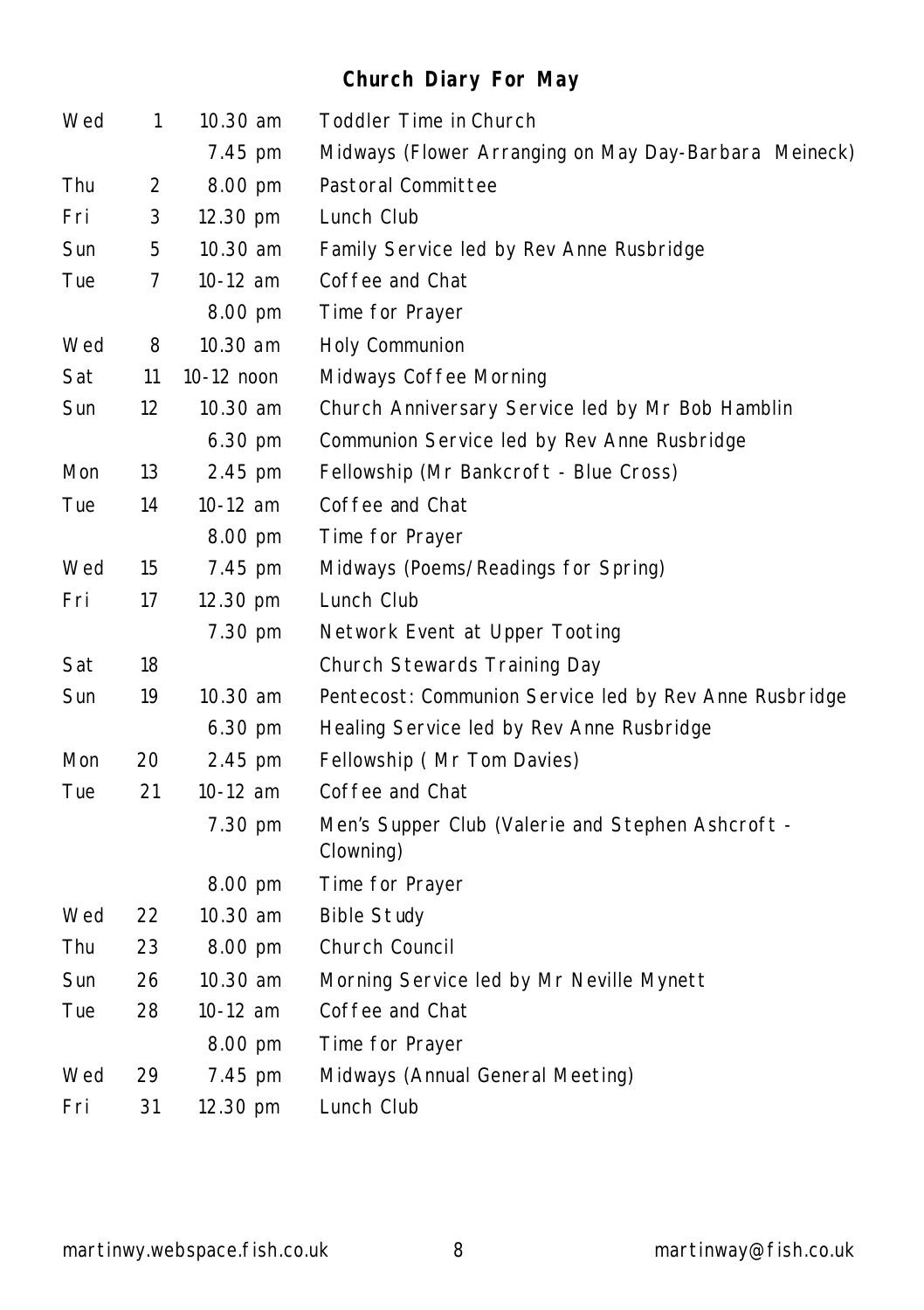**Church Diary For May**

| | | | |
|---|---|---|---|
| Wed | 1 | 10.30 am | Toddler Time in Church |
| | | 7.45 pm | Midways (Flower Arranging on May Day-Barbara Meineck) |
| Thu | 2 | 8.00 pm | Pastoral Committee |
| Fri | 3 | 12.30 pm | Lunch Club |
| Sun | 5 | 10.30 am | Family Service led by Rev Anne Rusbridge |
| Tue | 7 | 10-12 am | Coffee and Chat |
| | | 8.00 pm | Time for Prayer |
| Wed | 8 | 10.30 am | Holy Communion |
| Sat | 11 | 10-12 noon | Midways Coffee Morning |
| Sun | 12 | 10.30 am | Church Anniversary Service led by Mr Bob Hamblin |
| | | 6.30 pm | Communion Service led by Rev Anne Rusbridge |
| Mon | 13 | 2.45 pm | Fellowship (Mr Bankcroft - Blue Cross) |
| Tue | 14 | 10-12 am | Coffee and Chat |
| | | 8.00 pm | Time for Prayer |
| Wed | 15 | 7.45 pm | Midways (Poems/Readings for Spring) |
| Fri | 17 | 12.30 pm | Lunch Club |
| | | 7.30 pm | Network Event at Upper Tooting |
| Sat | 18 | | Church Stewards Training Day |
| Sun | 19 | 10.30 am | Pentecost: Communion Service led by Rev Anne Rusbridge |
| | | 6.30 pm | Healing Service led by Rev Anne Rusbridge |
| Mon | 20 | 2.45 pm | Fellowship ( Mr Tom Davies) |
| Tue | 21 | 10-12 am | Coffee and Chat |
| | | 7.30 pm | Men's Supper Club (Valerie and Stephen Ashcroft - Clowning) |
| | | 8.00 pm | Time for Prayer |
| Wed | 22 | 10.30 am | Bible Study |
| Thu | 23 | 8.00 pm | Church Council |
| Sun | 26 | 10.30 am | Morning Service led by Mr Neville Mynett |
| Tue | 28 | 10-12 am | Coffee and Chat |
| | | 8.00 pm | Time for Prayer |
| Wed | 29 | 7.45 pm | Midways (Annual General Meeting) |
| Fri | 31 | 12.30 pm | Lunch Club |

martinwy.webspace.fish.co.uk martinway@fish.co.uk